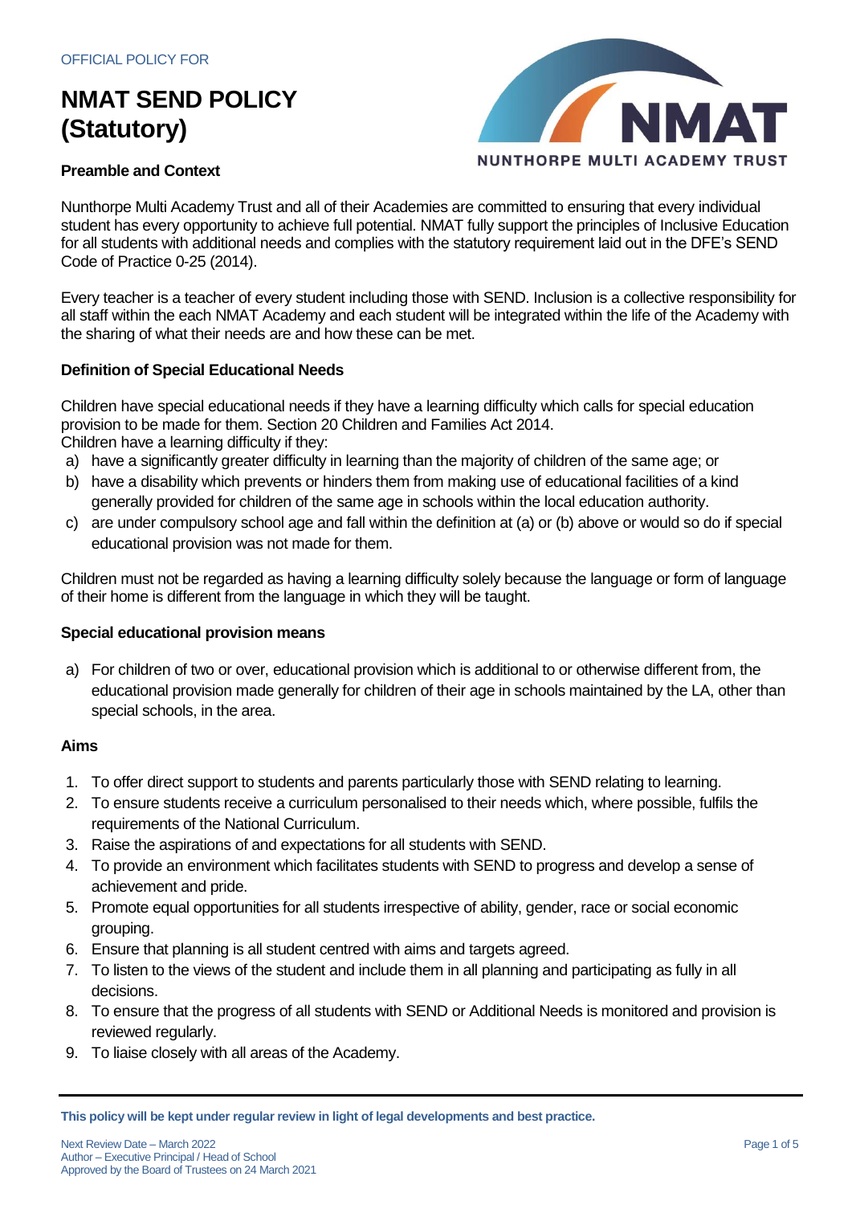OFFICIAL POLICY FOR

# NMAT SEND POLICY (Statutory)

### Preamble and Context

Nunthorpe Multi Academy Trust and all of their Academies are committed to ensuring that every individual student has every opportunity to achieve full potential. NMAT fully support the principles of Inclusive Education for all students with additional needs and complies with the statutory requirement laid out in the DFE's SEND Code of Practice 0-25 (2014).

Every teacher is a teacher of every student including those with SEND. Inclusion is a collective responsibility for all staff within the each NMAT Academy and each student will be integrated within the life of the Academy with the sharing of what their needs are and how these can be met.

### Definition of Special Educational Needs

Children have special educational needs if they have a learning difficulty which calls for special education provision to be made for them. Section 20 Children and Families Act 2014.
Children have a learning difficulty if they:

a) have a significantly greater difficulty in learning than the majority of children of the same age; or
b) have a disability which prevents or hinders them from making use of educational facilities of a kind generally provided for children of the same age in schools within the local education authority.
c) are under compulsory school age and fall within the definition at (a) or (b) above or would so do if special educational provision was not made for them.

Children must not be regarded as having a learning difficulty solely because the language or form of language of their home is different from the language in which they will be taught.

### Special educational provision means

a) For children of two or over, educational provision which is additional to or otherwise different from, the educational provision made generally for children of their age in schools maintained by the LA, other than special schools, in the area.

### Aims

1. To offer direct support to students and parents particularly those with SEND relating to learning.
2. To ensure students receive a curriculum personalised to their needs which, where possible, fulfils the requirements of the National Curriculum.
3. Raise the aspirations of and expectations for all students with SEND.
4. To provide an environment which facilitates students with SEND to progress and develop a sense of achievement and pride.
5. Promote equal opportunities for all students irrespective of ability, gender, race or social economic grouping.
6. Ensure that planning is all student centred with aims and targets agreed.
7. To listen to the views of the student and include them in all planning and participating as fully in all decisions.
8. To ensure that the progress of all students with SEND or Additional Needs is monitored and provision is reviewed regularly.
9. To liaise closely with all areas of the Academy.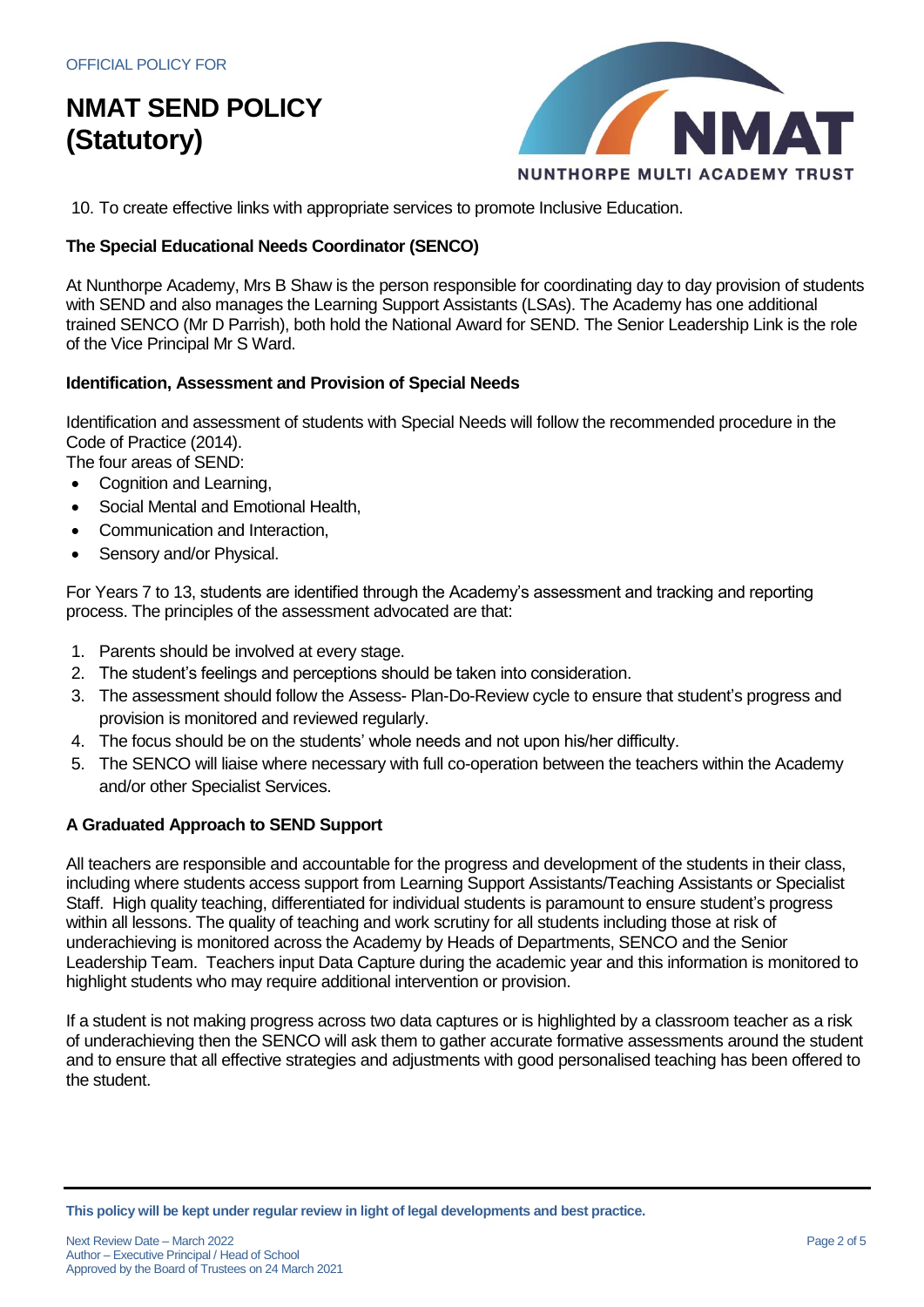10. To create effective links with appropriate services to promote Inclusive Education.

### The Special Educational Needs Coordinator (SENCO)

At Nunthorpe Academy, Mrs B Shaw is the person responsible for coordinating day to day provision of students with SEND and also manages the Learning Support Assistants (LSAs). The Academy has one additional trained SENCO (Mr D Parrish), both hold the National Award for SEND. The Senior Leadership Link is the role of the Vice Principal Mr S Ward.

### Identification, Assessment and Provision of Special Needs

Identification and assessment of students with Special Needs will follow the recommended procedure in the Code of Practice (2014).
The four areas of SEND:

- Cognition and Learning,
- Social Mental and Emotional Health,
- Communication and Interaction,
- Sensory and/or Physical.

For Years 7 to 13, students are identified through the Academy's assessment and tracking and reporting process. The principles of the assessment advocated are that:

1. Parents should be involved at every stage.
2. The student's feelings and perceptions should be taken into consideration.
3. The assessment should follow the Assess- Plan-Do-Review cycle to ensure that student's progress and provision is monitored and reviewed regularly.
4. The focus should be on the students' whole needs and not upon his/her difficulty.
5. The SENCO will liaise where necessary with full co-operation between the teachers within the Academy and/or other Specialist Services.

### A Graduated Approach to SEND Support

All teachers are responsible and accountable for the progress and development of the students in their class, including where students access support from Learning Support Assistants/Teaching Assistants or Specialist Staff. High quality teaching, differentiated for individual students is paramount to ensure student's progress within all lessons. The quality of teaching and work scrutiny for all students including those at risk of underachieving is monitored across the Academy by Heads of Departments, SENCO and the Senior Leadership Team. Teachers input Data Capture during the academic year and this information is monitored to highlight students who may require additional intervention or provision.

If a student is not making progress across two data captures or is highlighted by a classroom teacher as a risk of underachieving then the SENCO will ask them to gather accurate formative assessments around the student and to ensure that all effective strategies and adjustments with good personalised teaching has been offered to the student.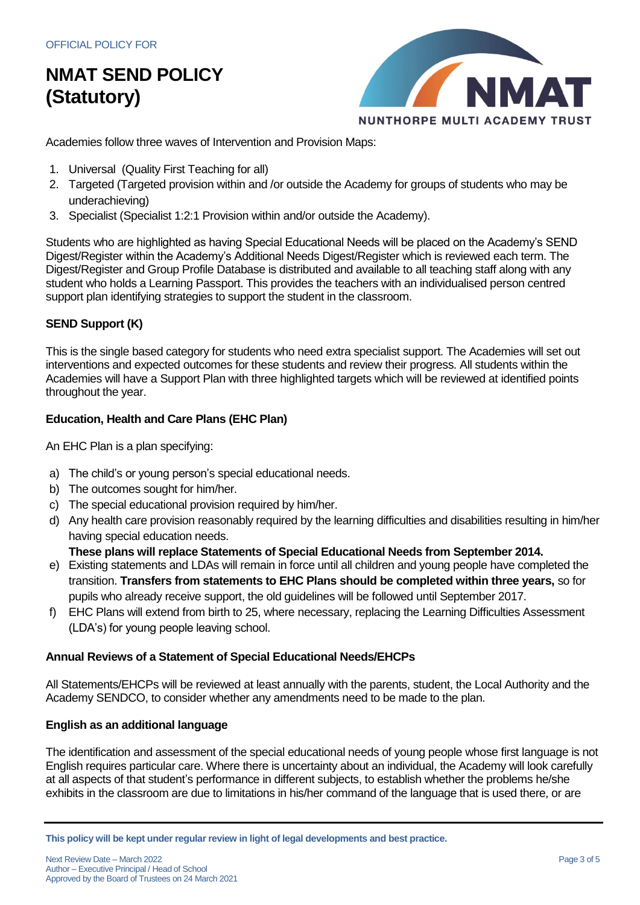Academies follow three waves of Intervention and Provision Maps:

1. Universal (Quality First Teaching for all)
2. Targeted (Targeted provision within and /or outside the Academy for groups of students who may be underachieving)
3. Specialist (Specialist 1:2:1 Provision within and/or outside the Academy).

Students who are highlighted as having Special Educational Needs will be placed on the Academy's SEND Digest/Register within the Academy's Additional Needs Digest/Register which is reviewed each term. The Digest/Register and Group Profile Database is distributed and available to all teaching staff along with any student who holds a Learning Passport. This provides the teachers with an individualised person centred support plan identifying strategies to support the student in the classroom.

**SEND Support (K)**

This is the single based category for students who need extra specialist support. The Academies will set out interventions and expected outcomes for these students and review their progress. All students within the Academies will have a Support Plan with three highlighted targets which will be reviewed at identified points throughout the year.

**Education, Health and Care Plans (EHC Plan)**

An EHC Plan is a plan specifying:

a) The child's or young person's special educational needs.
b) The outcomes sought for him/her.
c) The special educational provision required by him/her.
d) Any health care provision reasonably required by the learning difficulties and disabilities resulting in him/her having special education needs.
   **These plans will replace Statements of Special Educational Needs from September 2014.**
e) Existing statements and LDAs will remain in force until all children and young people have completed the transition. **Transfers from statements to EHC Plans should be completed within three years,** so for pupils who already receive support, the old guidelines will be followed until September 2017.
f) EHC Plans will extend from birth to 25, where necessary, replacing the Learning Difficulties Assessment (LDA's) for young people leaving school.

**Annual Reviews of a Statement of Special Educational Needs/EHCPs**

All Statements/EHCPs will be reviewed at least annually with the parents, student, the Local Authority and the Academy SENDCO, to consider whether any amendments need to be made to the plan.

**English as an additional language**

The identification and assessment of the special educational needs of young people whose first language is not English requires particular care. Where there is uncertainty about an individual, the Academy will look carefully at all aspects of that student's performance in different subjects, to establish whether the problems he/she exhibits in the classroom are due to limitations in his/her command of the language that is used there, or are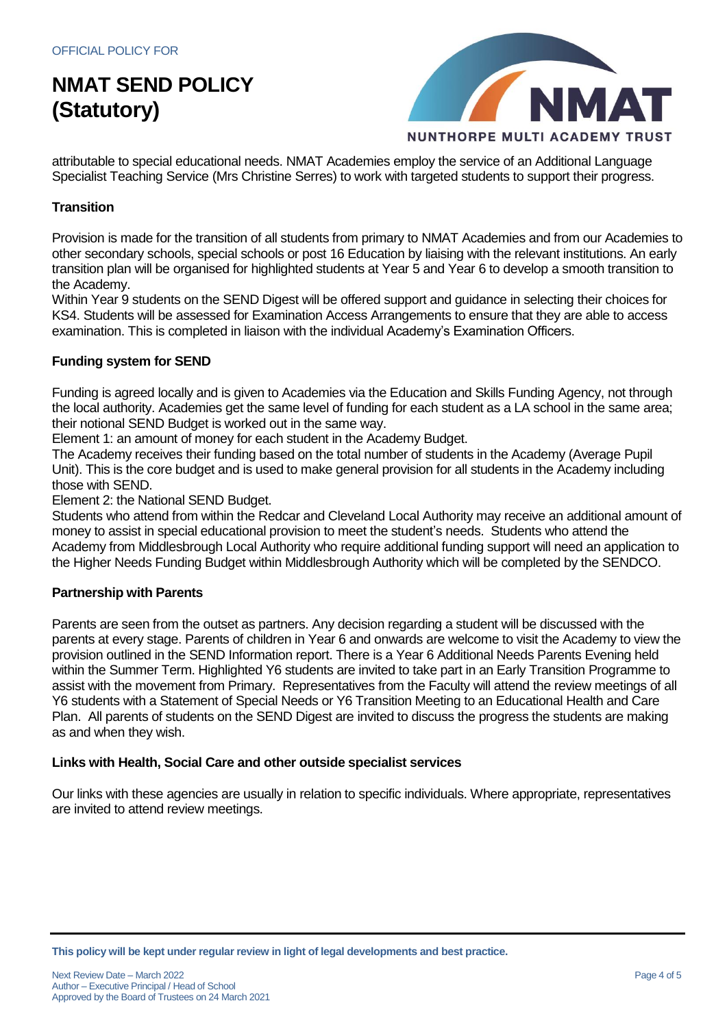attributable to special educational needs. NMAT Academies employ the service of an Additional Language Specialist Teaching Service (Mrs Christine Serres) to work with targeted students to support their progress.

### Transition

Provision is made for the transition of all students from primary to NMAT Academies and from our Academies to other secondary schools, special schools or post 16 Education by liaising with the relevant institutions. An early transition plan will be organised for highlighted students at Year 5 and Year 6 to develop a smooth transition to the Academy.

Within Year 9 students on the SEND Digest will be offered support and guidance in selecting their choices for KS4. Students will be assessed for Examination Access Arrangements to ensure that they are able to access examination. This is completed in liaison with the individual Academy's Examination Officers.

### Funding system for SEND

Funding is agreed locally and is given to Academies via the Education and Skills Funding Agency, not through the local authority. Academies get the same level of funding for each student as a LA school in the same area; their notional SEND Budget is worked out in the same way.

Element 1: an amount of money for each student in the Academy Budget.

The Academy receives their funding based on the total number of students in the Academy (Average Pupil Unit). This is the core budget and is used to make general provision for all students in the Academy including those with SEND.

Element 2: the National SEND Budget.

Students who attend from within the Redcar and Cleveland Local Authority may receive an additional amount of money to assist in special educational provision to meet the student's needs. Students who attend the Academy from Middlesbrough Local Authority who require additional funding support will need an application to the Higher Needs Funding Budget within Middlesbrough Authority which will be completed by the SENDCO.

### Partnership with Parents

Parents are seen from the outset as partners. Any decision regarding a student will be discussed with the parents at every stage. Parents of children in Year 6 and onwards are welcome to visit the Academy to view the provision outlined in the SEND Information report. There is a Year 6 Additional Needs Parents Evening held within the Summer Term. Highlighted Y6 students are invited to take part in an Early Transition Programme to assist with the movement from Primary. Representatives from the Faculty will attend the review meetings of all Y6 students with a Statement of Special Needs or Y6 Transition Meeting to an Educational Health and Care Plan. All parents of students on the SEND Digest are invited to discuss the progress the students are making as and when they wish.

### Links with Health, Social Care and other outside specialist services

Our links with these agencies are usually in relation to specific individuals. Where appropriate, representatives are invited to attend review meetings.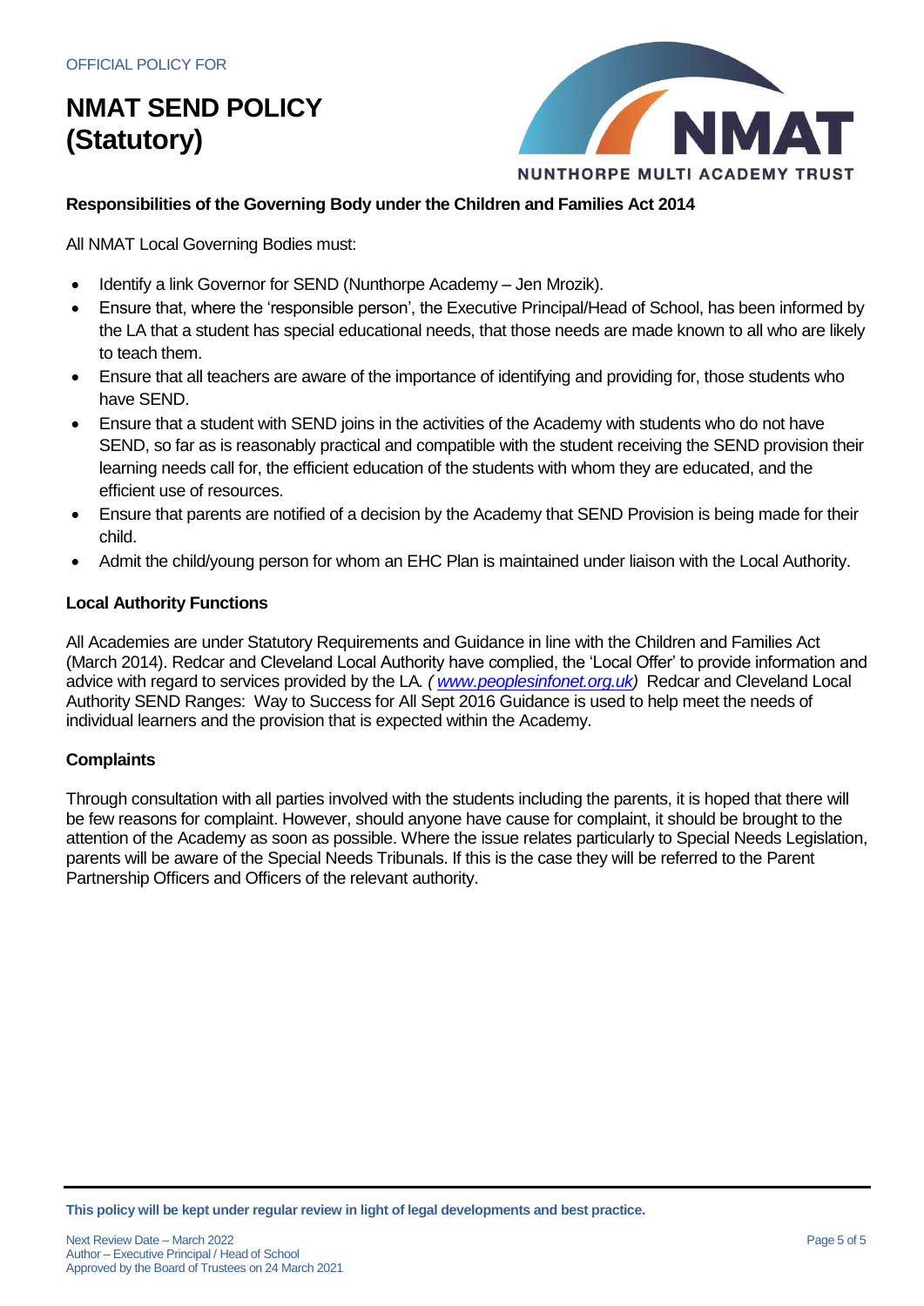## Responsibilities of the Governing Body under the Children and Families Act 2014

All NMAT Local Governing Bodies must:

- Identify a link Governor for SEND (Nunthorpe Academy – Jen Mrozik).
- Ensure that, where the 'responsible person', the Executive Principal/Head of School, has been informed by the LA that a student has special educational needs, that those needs are made known to all who are likely to teach them.
- Ensure that all teachers are aware of the importance of identifying and providing for, those students who have SEND.
- Ensure that a student with SEND joins in the activities of the Academy with students who do not have SEND, so far as is reasonably practical and compatible with the student receiving the SEND provision their learning needs call for, the efficient education of the students with whom they are educated, and the efficient use of resources.
- Ensure that parents are notified of a decision by the Academy that SEND Provision is being made for their child.
- Admit the child/young person for whom an EHC Plan is maintained under liaison with the Local Authority.

## Local Authority Functions

All Academies are under Statutory Requirements and Guidance in line with the Children and Families Act (March 2014). Redcar and Cleveland Local Authority have complied, the 'Local Offer' to provide information and advice with regard to services provided by the LA. *( www.peoplesinfonet.org.uk)* Redcar and Cleveland Local Authority SEND Ranges: Way to Success for All Sept 2016 Guidance is used to help meet the needs of individual learners and the provision that is expected within the Academy.

## Complaints

Through consultation with all parties involved with the students including the parents, it is hoped that there will be few reasons for complaint. However, should anyone have cause for complaint, it should be brought to the attention of the Academy as soon as possible. Where the issue relates particularly to Special Needs Legislation, parents will be aware of the Special Needs Tribunals. If this is the case they will be referred to the Parent Partnership Officers and Officers of the relevant authority.

**This policy will be kept under regular review in light of legal developments and best practice.**

Next Review Date – March 2022
Author – Executive Principal / Head of School
Approved by the Board of Trustees on 24 March 2021